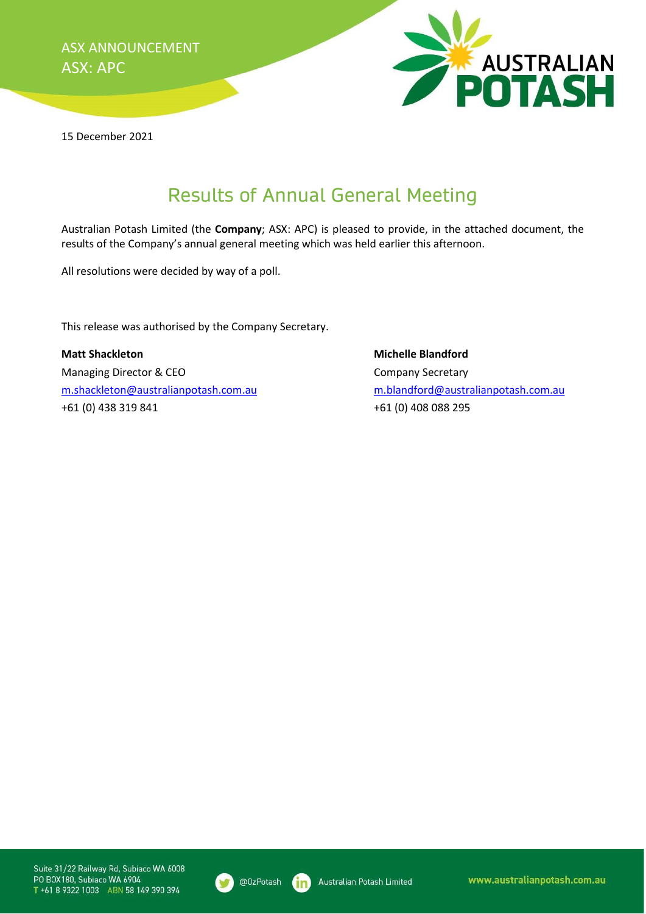ASX ANNOUNCEMENT
ASX: APC

15 December 2021

# Results of Annual General Meeting

Australian Potash Limited (the **Company**; ASX: APC) is pleased to provide, in the attached document, the results of the Company's annual general meeting which was held earlier this afternoon.

All resolutions were decided by way of a poll.

This release was authorised by the Company Secretary.

**Matt Shackleton**
Managing Director & CEO
m.shackleton@australianpotash.com.au
+61 (0) 438 319 841

**Michelle Blandford**
Company Secretary
m.blandford@australianpotash.com.au
+61 (0) 408 088 295

Suite 31/22 Railway Rd, Subiaco WA 6008
PO BOX180, Subiaco WA 6904
T +61 8 9322 1003 ABN 58 149 390 394

@OzPotash
Australian Potash Limited
www.australianpotash.com.au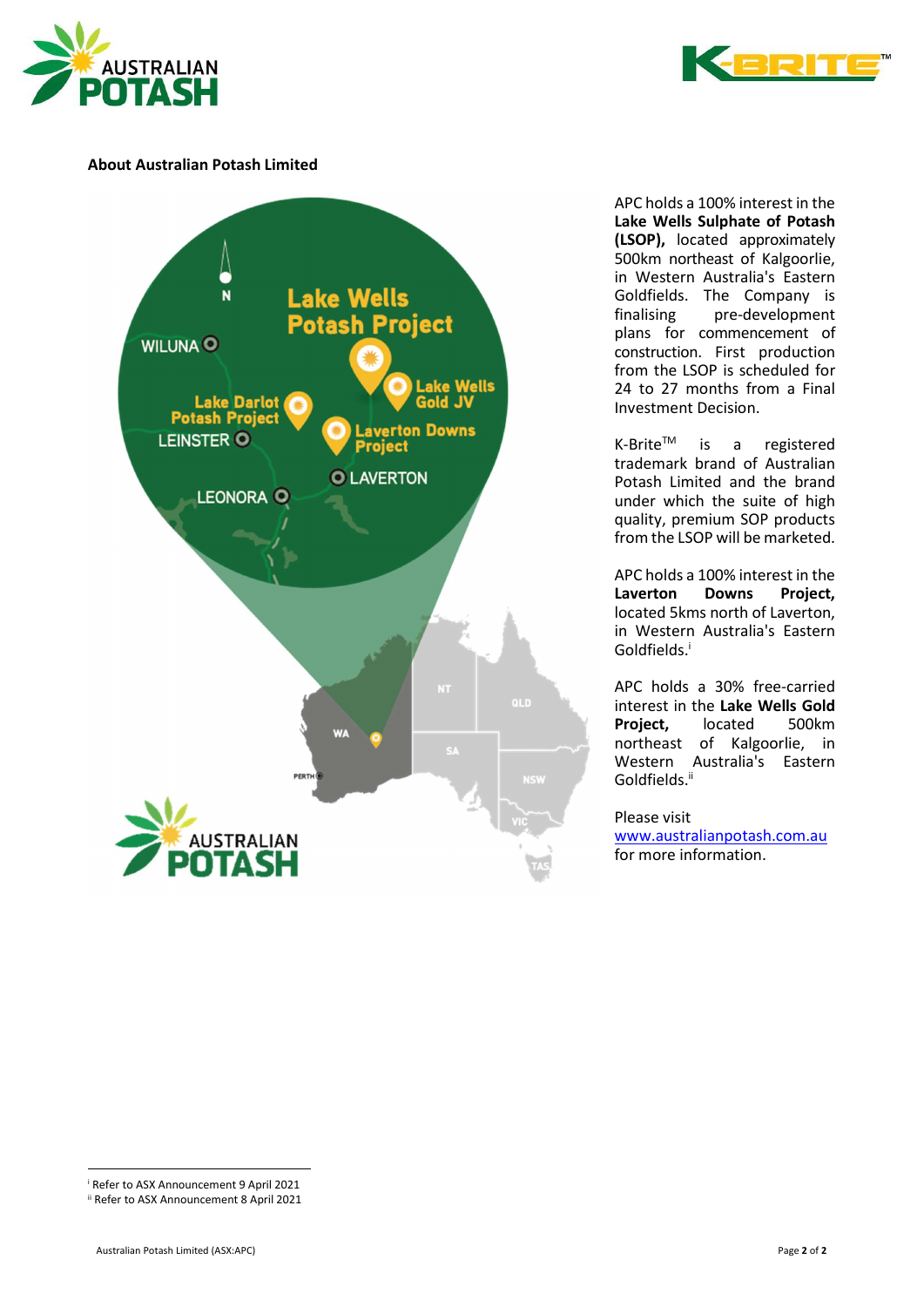**About Australian Potash Limited**

APC holds a 100% interest in the **Lake Wells Sulphate of Potash (LSOP),** located approximately 500km northeast of Kalgoorlie, in Western Australia's Eastern Goldfields. The Company is finalising pre-development plans for commencement of construction. First production from the LSOP is scheduled for 24 to 27 months from a Final Investment Decision.

K-Brite™ is a registered trademark brand of Australian Potash Limited and the brand under which the suite of high quality, premium SOP products from the LSOP will be marketed.

APC holds a 100% interest in the **Laverton Downs Project,** located 5kms north of Laverton, in Western Australia's Eastern Goldfields.[i]

APC holds a 30% free-carried interest in the **Lake Wells Gold Project,** located 500km northeast of Kalgoorlie, in Western Australia's Eastern Goldfields.[ii]

Please visit www.australianpotash.com.au for more information.

---

[i] Refer to ASX Announcement 9 April 2021

[ii] Refer to ASX Announcement 8 April 2021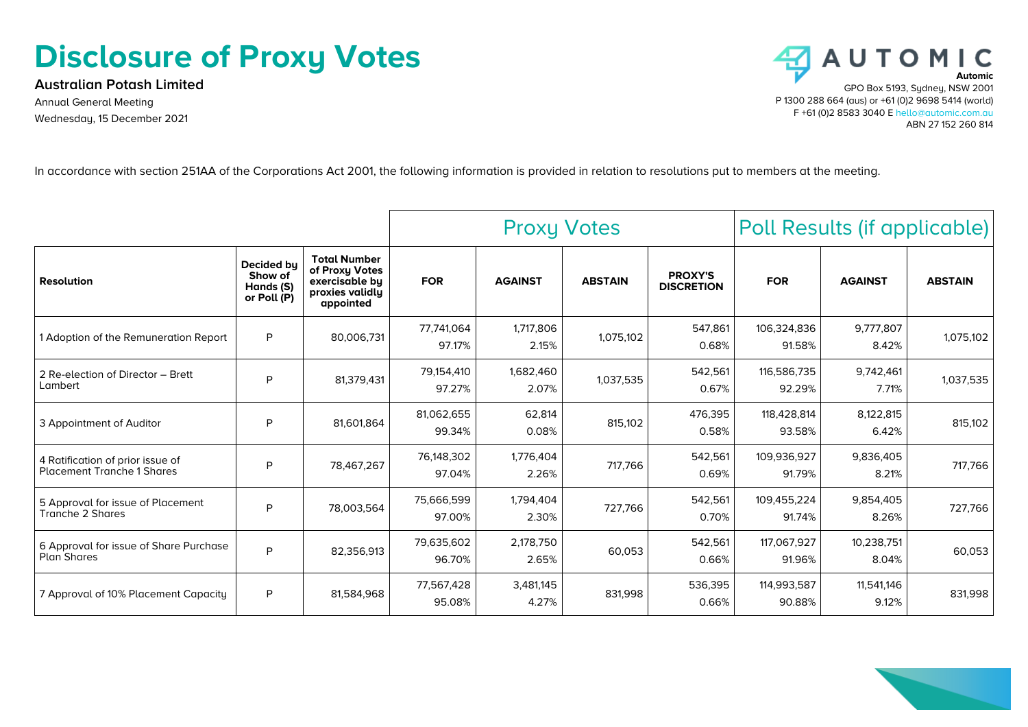# Disclosure of Proxy Votes

**Australian Potash Limited**

Annual General Meeting

Wednesday, 15 December 2021

**Automic**
GPO Box 5193, Sydney, NSW 2001
P 1300 288 664 (aus) or +61 (0)2 9698 5414 (world)
F +61 (0)2 8583 3040 E hello@automic.com.au
ABN 27 152 260 814

In accordance with section 251AA of the Corporations Act 2001, the following information is provided in relation to resolutions put to members at the meeting.

| | | | Proxy Votes | | | | Poll Results (if applicable) | | |
|---|---|---|---|---|---|---|---|---|---|
| **Resolution** | **Decided by Show of Hands (S) or Poll (P)** | **Total Number of Proxy Votes exercisable by proxies validly appointed** | **FOR** | **AGAINST** | **ABSTAIN** | **PROXY'S DISCRETION** | **FOR** | **AGAINST** | **ABSTAIN** |
| 1 Adoption of the Remuneration Report | P | 80,006,731 | 77,741,064 97.17% | 1,717,806 2.15% | 1,075,102 | 547,861 0.68% | 106,324,836 91.58% | 9,777,807 8.42% | 1,075,102 |
| 2 Re-election of Director – Brett Lambert | P | 81,379,431 | 79,154,410 97.27% | 1,682,460 2.07% | 1,037,535 | 542,561 0.67% | 116,586,735 92.29% | 9,742,461 7.71% | 1,037,535 |
| 3 Appointment of Auditor | P | 81,601,864 | 81,062,655 99.34% | 62,814 0.08% | 815,102 | 476,395 0.58% | 118,428,814 93.58% | 8,122,815 6.42% | 815,102 |
| 4 Ratification of prior issue of Placement Tranche 1 Shares | P | 78,467,267 | 76,148,302 97.04% | 1,776,404 2.26% | 717,766 | 542,561 0.69% | 109,936,927 91.79% | 9,836,405 8.21% | 717,766 |
| 5 Approval for issue of Placement Tranche 2 Shares | P | 78,003,564 | 75,666,599 97.00% | 1,794,404 2.30% | 727,766 | 542,561 0.70% | 109,455,224 91.74% | 9,854,405 8.26% | 727,766 |
| 6 Approval for issue of Share Purchase Plan Shares | P | 82,356,913 | 79,635,602 96.70% | 2,178,750 2.65% | 60,053 | 542,561 0.66% | 117,067,927 91.96% | 10,238,751 8.04% | 60,053 |
| 7 Approval of 10% Placement Capacity | P | 81,584,968 | 77,567,428 95.08% | 3,481,145 4.27% | 831,998 | 536,395 0.66% | 114,993,587 90.88% | 11,541,146 9.12% | 831,998 |